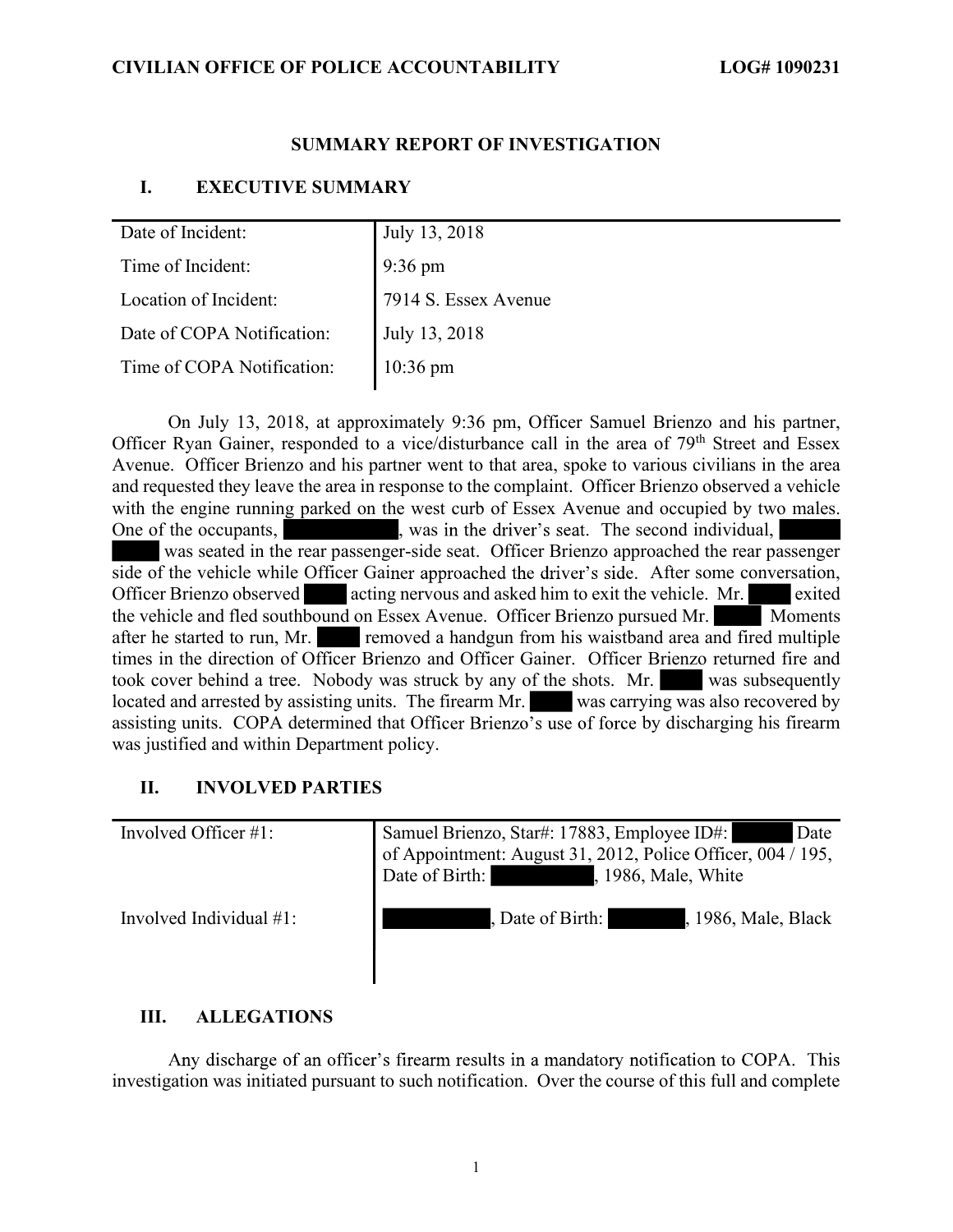## SUMMARY REPORT OF INVESTIGATION

### I. EXECUTIVE SUMMARY

| Date of Incident: | July 13, 2018 |
|---|---|
| Time of Incident: | 9:36 pm |
| Location of Incident: | 7914 S. Essex Avenue |
| Date of COPA Notification: | July 13, 2018 |
| Time of COPA Notification: | 10:36 pm |

On July 13, 2018, at approximately 9:36 pm, Officer Samuel Brienzo and his partner, Officer Ryan Gainer, responded to a vice/disturbance call in the area of 79th Street and Essex Avenue. Officer Brienzo and his partner went to that area, spoke to various civilians in the area and requested they leave the area in response to the complaint. Officer Brienzo observed a vehicle with the engine running parked on the west curb of Essex Avenue and occupied by two males. One of the occupants, ██████, was in the driver's seat. The second individual, ████ ███ was seated in the rear passenger-side seat. Officer Brienzo approached the rear passenger side of the vehicle while Officer Gainer approached the driver's side. After some conversation, Officer Brienzo observed ███ acting nervous and asked him to exit the vehicle. Mr. ███ exited the vehicle and fled southbound on Essex Avenue. Officer Brienzo pursued Mr. ███ Moments after he started to run, Mr. ███ removed a handgun from his waistband area and fired multiple times in the direction of Officer Brienzo and Officer Gainer. Officer Brienzo returned fire and took cover behind a tree. Nobody was struck by any of the shots. Mr. ███ was subsequently located and arrested by assisting units. The firearm Mr. ███ was carrying was also recovered by assisting units. COPA determined that Officer Brienzo's use of force by discharging his firearm was justified and within Department policy.

### II. INVOLVED PARTIES

| Involved Officer #1: | Samuel Brienzo, Star#: 17883, Employee ID#: ████ Date of Appointment: August 31, 2012, Police Officer, 004 / 195, Date of Birth: ██████, 1986, Male, White |
|---|---|
| Involved Individual #1: | ██████, Date of Birth: █████, 1986, Male, Black |

### III. ALLEGATIONS

Any discharge of an officer's firearm results in a mandatory notification to COPA. This investigation was initiated pursuant to such notification. Over the course of this full and complete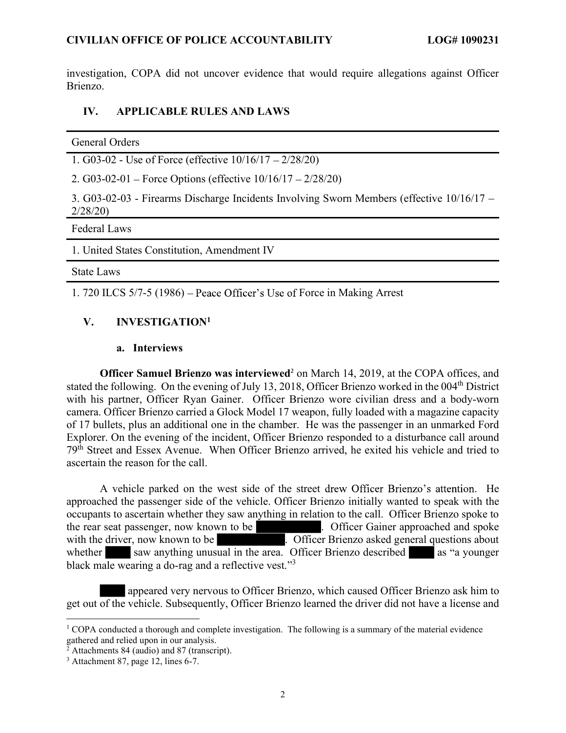investigation, COPA did not uncover evidence that would require allegations against Officer Brienzo.

## IV. APPLICABLE RULES AND LAWS

| General Orders |
|---|
| 1. G03-02 - Use of Force (effective 10/16/17 – 2/28/20) |
| 2. G03-02-01 – Force Options (effective 10/16/17 – 2/28/20) |
| 3. G03-02-03 - Firearms Discharge Incidents Involving Sworn Members (effective 10/16/17 – 2/28/20) |
| **Federal Laws** |
| 1. United States Constitution, Amendment IV |
| **State Laws** |
| 1. 720 ILCS 5/7-5 (1986) – Peace Officer's Use of Force in Making Arrest |

## V. INVESTIGATION[1]

### a. Interviews

**Officer Samuel Brienzo was interviewed**[2] on March 14, 2019, at the COPA offices, and stated the following. On the evening of July 13, 2018, Officer Brienzo worked in the 004th District with his partner, Officer Ryan Gainer. Officer Brienzo wore civilian dress and a body-worn camera. Officer Brienzo carried a Glock Model 17 weapon, fully loaded with a magazine capacity of 17 bullets, plus an additional one in the chamber. He was the passenger in an unmarked Ford Explorer. On the evening of the incident, Officer Brienzo responded to a disturbance call around 79th Street and Essex Avenue. When Officer Brienzo arrived, he exited his vehicle and tried to ascertain the reason for the call.

A vehicle parked on the west side of the street drew Officer Brienzo's attention. He approached the passenger side of the vehicle. Officer Brienzo initially wanted to speak with the occupants to ascertain whether they saw anything in relation to the call. Officer Brienzo spoke to the rear seat passenger, now known to be [REDACTED]. Officer Gainer approached and spoke with the driver, now known to be [REDACTED]. Officer Brienzo asked general questions about whether [REDACTED] saw anything unusual in the area. Officer Brienzo described [REDACTED] as "a younger black male wearing a do-rag and a reflective vest."[3]

[REDACTED] appeared very nervous to Officer Brienzo, which caused Officer Brienzo ask him to get out of the vehicle. Subsequently, Officer Brienzo learned the driver did not have a license and

---

[1] COPA conducted a thorough and complete investigation. The following is a summary of the material evidence gathered and relied upon in our analysis.

[2] Attachments 84 (audio) and 87 (transcript).

[3] Attachment 87, page 12, lines 6-7.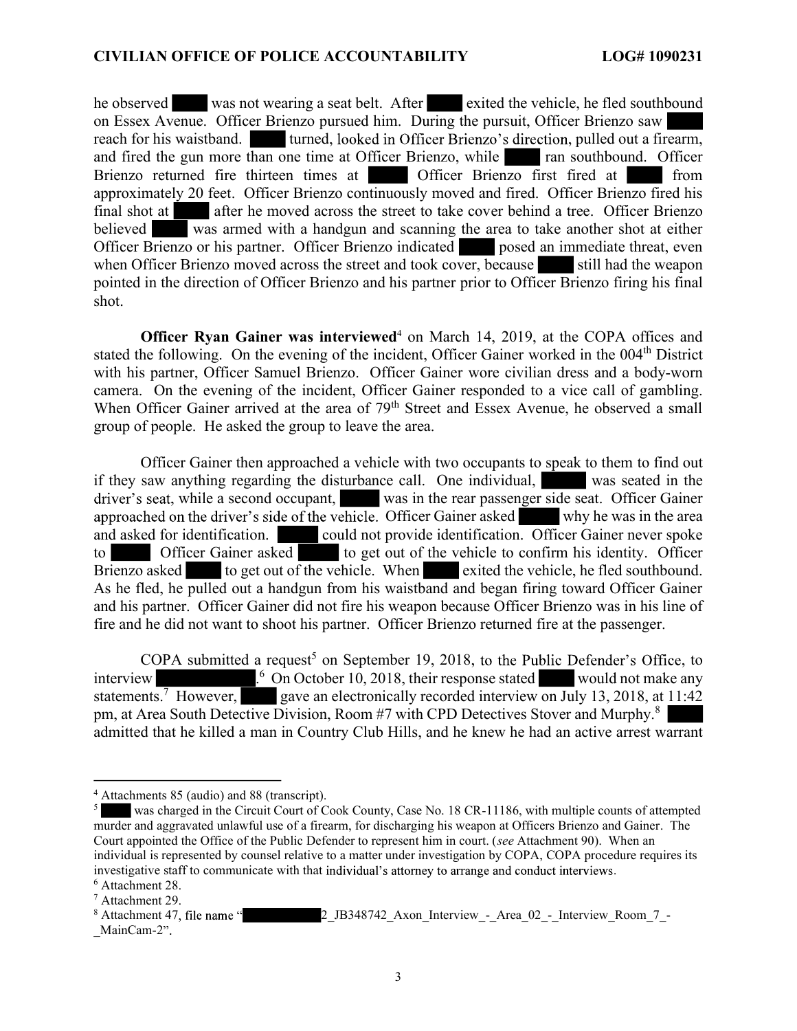he observed ████ was not wearing a seat belt. After ████ exited the vehicle, he fled southbound on Essex Avenue. Officer Brienzo pursued him. During the pursuit, Officer Brienzo saw ████ reach for his waistband. ████ turned, looked in Officer Brienzo's direction, pulled out a firearm, and fired the gun more than one time at Officer Brienzo, while ████ ran southbound. Officer Brienzo returned fire thirteen times at ████ Officer Brienzo first fired at ████ from approximately 20 feet. Officer Brienzo continuously moved and fired. Officer Brienzo fired his final shot at ████ after he moved across the street to take cover behind a tree. Officer Brienzo believed ████ was armed with a handgun and scanning the area to take another shot at either Officer Brienzo or his partner. Officer Brienzo indicated ████ posed an immediate threat, even when Officer Brienzo moved across the street and took cover, because ████ still had the weapon pointed in the direction of Officer Brienzo and his partner prior to Officer Brienzo firing his final shot.

**Officer Ryan Gainer was interviewed**[4] on March 14, 2019, at the COPA offices and stated the following. On the evening of the incident, Officer Gainer worked in the 004th District with his partner, Officer Samuel Brienzo. Officer Gainer wore civilian dress and a body-worn camera. On the evening of the incident, Officer Gainer responded to a vice call of gambling. When Officer Gainer arrived at the area of 79th Street and Essex Avenue, he observed a small group of people. He asked the group to leave the area.

Officer Gainer then approached a vehicle with two occupants to speak to them to find out if they saw anything regarding the disturbance call. One individual, ████ was seated in the driver's seat, while a second occupant, ████ was in the rear passenger side seat. Officer Gainer approached on the driver's side of the vehicle. Officer Gainer asked ████ why he was in the area and asked for identification. ████ could not provide identification. Officer Gainer never spoke to ████ Officer Gainer asked ████ to get out of the vehicle to confirm his identity. Officer Brienzo asked ████ to get out of the vehicle. When ████ exited the vehicle, he fled southbound. As he fled, he pulled out a handgun from his waistband and began firing toward Officer Gainer and his partner. Officer Gainer did not fire his weapon because Officer Brienzo was in his line of fire and he did not want to shoot his partner. Officer Brienzo returned fire at the passenger.

COPA submitted a request[5] on September 19, 2018, to the Public Defender's Office, to interview ████████.[6] On October 10, 2018, their response stated ████ would not make any statements.[7] However, ████ gave an electronically recorded interview on July 13, 2018, at 11:42 pm, at Area South Detective Division, Room #7 with CPD Detectives Stover and Murphy.[8] ████ admitted that he killed a man in Country Club Hills, and he knew he had an active arrest warrant

---

[4] Attachments 85 (audio) and 88 (transcript).

[5] ████ was charged in the Circuit Court of Cook County, Case No. 18 CR-11186, with multiple counts of attempted murder and aggravated unlawful use of a firearm, for discharging his weapon at Officers Brienzo and Gainer. The Court appointed the Office of the Public Defender to represent him in court. (*see* Attachment 90). When an individual is represented by counsel relative to a matter under investigation by COPA, COPA procedure requires its investigative staff to communicate with that individual's attorney to arrange and conduct interviews.

[6] Attachment 28.

[7] Attachment 29.

[8] Attachment 47, file name "████████2_JB348742_Axon_Interview_-_Area_02_-_Interview_Room_7_-_MainCam-2".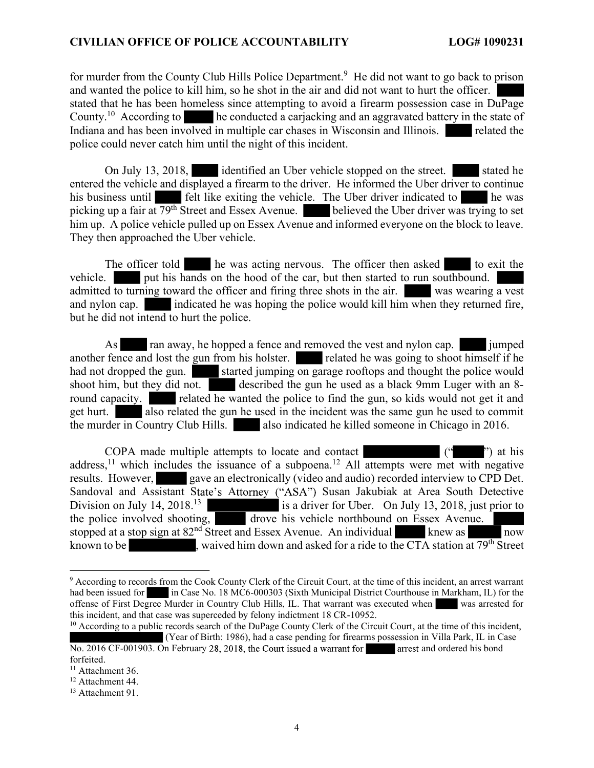for murder from the County Club Hills Police Department.[9] He did not want to go back to prison and wanted the police to kill him, so he shot in the air and did not want to hurt the officer. ████ stated that he has been homeless since attempting to avoid a firearm possession case in DuPage County.[10] According to ████ he conducted a carjacking and an aggravated battery in the state of Indiana and has been involved in multiple car chases in Wisconsin and Illinois. ████ related the police could never catch him until the night of this incident.

On July 13, 2018, ████ identified an Uber vehicle stopped on the street. ████ stated he entered the vehicle and displayed a firearm to the driver. He informed the Uber driver to continue his business until ████ felt like exiting the vehicle. The Uber driver indicated to ████ he was picking up a fair at 79th Street and Essex Avenue. ████ believed the Uber driver was trying to set him up. A police vehicle pulled up on Essex Avenue and informed everyone on the block to leave. They then approached the Uber vehicle.

The officer told ████ he was acting nervous. The officer then asked ████ to exit the vehicle. ████ put his hands on the hood of the car, but then started to run southbound. ████ admitted to turning toward the officer and firing three shots in the air. ████ was wearing a vest and nylon cap. ████ indicated he was hoping the police would kill him when they returned fire, but he did not intend to hurt the police.

As ████ ran away, he hopped a fence and removed the vest and nylon cap. ████ jumped another fence and lost the gun from his holster. ████ related he was going to shoot himself if he had not dropped the gun. ████ started jumping on garage rooftops and thought the police would shoot him, but they did not. ████ described the gun he used as a black 9mm Luger with an 8-round capacity. ████ related he wanted the police to find the gun, so kids would not get it and get hurt. ████ also related the gun he used in the incident was the same gun he used to commit the murder in Country Club Hills. ████ also indicated he killed someone in Chicago in 2016.

COPA made multiple attempts to locate and contact ████████ ("████") at his address,[11] which includes the issuance of a subpoena.[12] All attempts were met with negative results. However, ████ gave an electronically (video and audio) recorded interview to CPD Det. Sandoval and Assistant State's Attorney ("ASA") Susan Jakubiak at Area South Detective Division on July 14, 2018.[13] ████████ is a driver for Uber. On July 13, 2018, just prior to the police involved shooting, ████ drove his vehicle northbound on Essex Avenue. ████ stopped at a stop sign at 82nd Street and Essex Avenue. An individual ████ knew as ████ now known to be ████████, waived him down and asked for a ride to the CTA station at 79th Street

---

[9] According to records from the Cook County Clerk of the Circuit Court, at the time of this incident, an arrest warrant had been issued for ████ in Case No. 18 MC6-000303 (Sixth Municipal District Courthouse in Markham, IL) for the offense of First Degree Murder in Country Club Hills, IL. That warrant was executed when ████ was arrested for this incident, and that case was superceded by felony indictment 18 CR-10952.

[10] According to a public records search of the DuPage County Clerk of the Circuit Court, at the time of this incident, ████████ (Year of Birth: 1986), had a case pending for firearms possession in Villa Park, IL in Case No. 2016 CF-001903. On February 28, 2018, the Court issued a warrant for ████ arrest and ordered his bond forfeited.

[11] Attachment 36.

[12] Attachment 44.

[13] Attachment 91.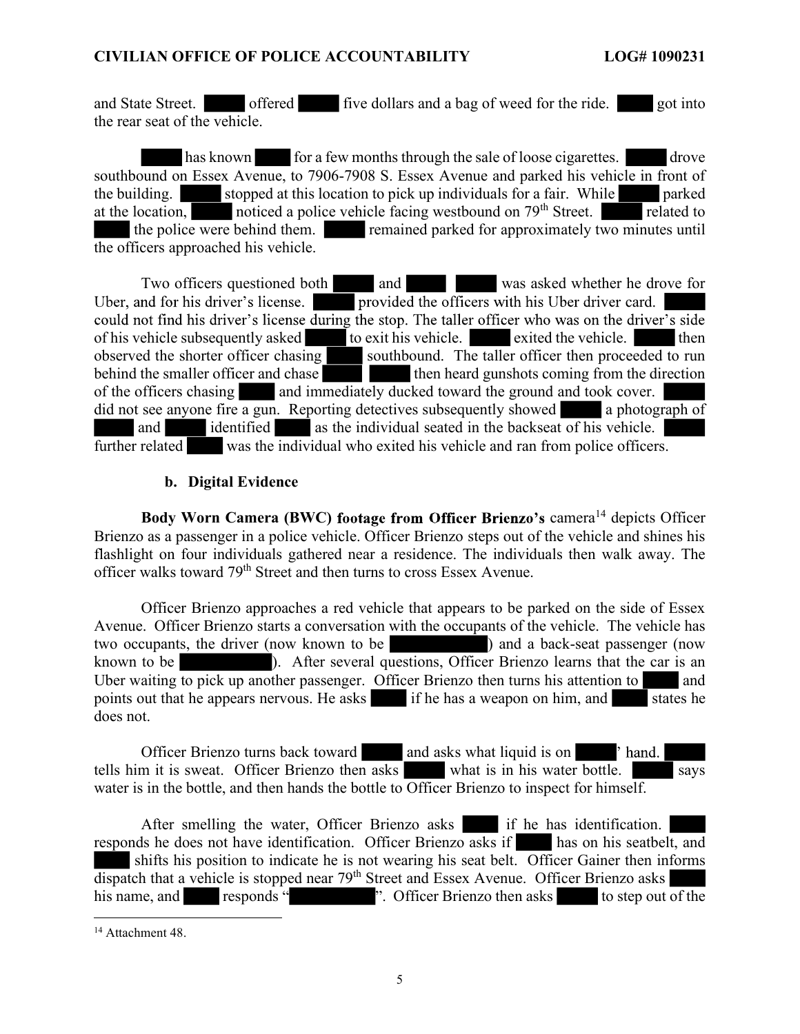and State Street. ██████ offered ██████ five dollars and a bag of weed for the ride. ██████ got into the rear seat of the vehicle.

██████ has known ██████ for a few months through the sale of loose cigarettes. ██████ drove southbound on Essex Avenue, to 7906-7908 S. Essex Avenue and parked his vehicle in front of the building. ██████ stopped at this location to pick up individuals for a fair. While ██████ parked at the location, ██████ noticed a police vehicle facing westbound on 79th Street. ██████ related to ██████ the police were behind them. ██████ remained parked for approximately two minutes until the officers approached his vehicle.

Two officers questioned both ██████ and ██████. ██████ was asked whether he drove for Uber, and for his driver's license. ██████ provided the officers with his Uber driver card. ██████ could not find his driver's license during the stop. The taller officer who was on the driver's side of his vehicle subsequently asked ██████ to exit his vehicle. ██████ exited the vehicle. ██████ then observed the shorter officer chasing ██████ southbound. The taller officer then proceeded to run behind the smaller officer and chase ██████. ██████ then heard gunshots coming from the direction of the officers chasing ██████ and immediately ducked toward the ground and took cover. ██████ did not see anyone fire a gun. Reporting detectives subsequently showed ██████ a photograph of ██████ and ██████ identified ██████ as the individual seated in the backseat of his vehicle. ██████ further related ██████ was the individual who exited his vehicle and ran from police officers.

### b. Digital Evidence

**Body Worn Camera (BWC) footage from Officer Brienzo's** camera[14] depicts Officer Brienzo as a passenger in a police vehicle. Officer Brienzo steps out of the vehicle and shines his flashlight on four individuals gathered near a residence. The individuals then walk away. The officer walks toward 79th Street and then turns to cross Essex Avenue.

Officer Brienzo approaches a red vehicle that appears to be parked on the side of Essex Avenue. Officer Brienzo starts a conversation with the occupants of the vehicle. The vehicle has two occupants, the driver (now known to be ██████) and a back-seat passenger (now known to be ██████). After several questions, Officer Brienzo learns that the car is an Uber waiting to pick up another passenger. Officer Brienzo then turns his attention to ██████ and points out that he appears nervous. He asks ██████ if he has a weapon on him, and ██████ states he does not.

Officer Brienzo turns back toward ██████ and asks what liquid is on ██████' hand. ██████ tells him it is sweat. Officer Brienzo then asks ██████ what is in his water bottle. ██████ says water is in the bottle, and then hands the bottle to Officer Brienzo to inspect for himself.

After smelling the water, Officer Brienzo asks ██████ if he has identification. ██████ responds he does not have identification. Officer Brienzo asks if ██████ has on his seatbelt, and ██████ shifts his position to indicate he is not wearing his seat belt. Officer Gainer then informs dispatch that a vehicle is stopped near 79th Street and Essex Avenue. Officer Brienzo asks ██████ his name, and ██████ responds "██████". Officer Brienzo then asks ██████ to step out of the

---

[14] Attachment 48.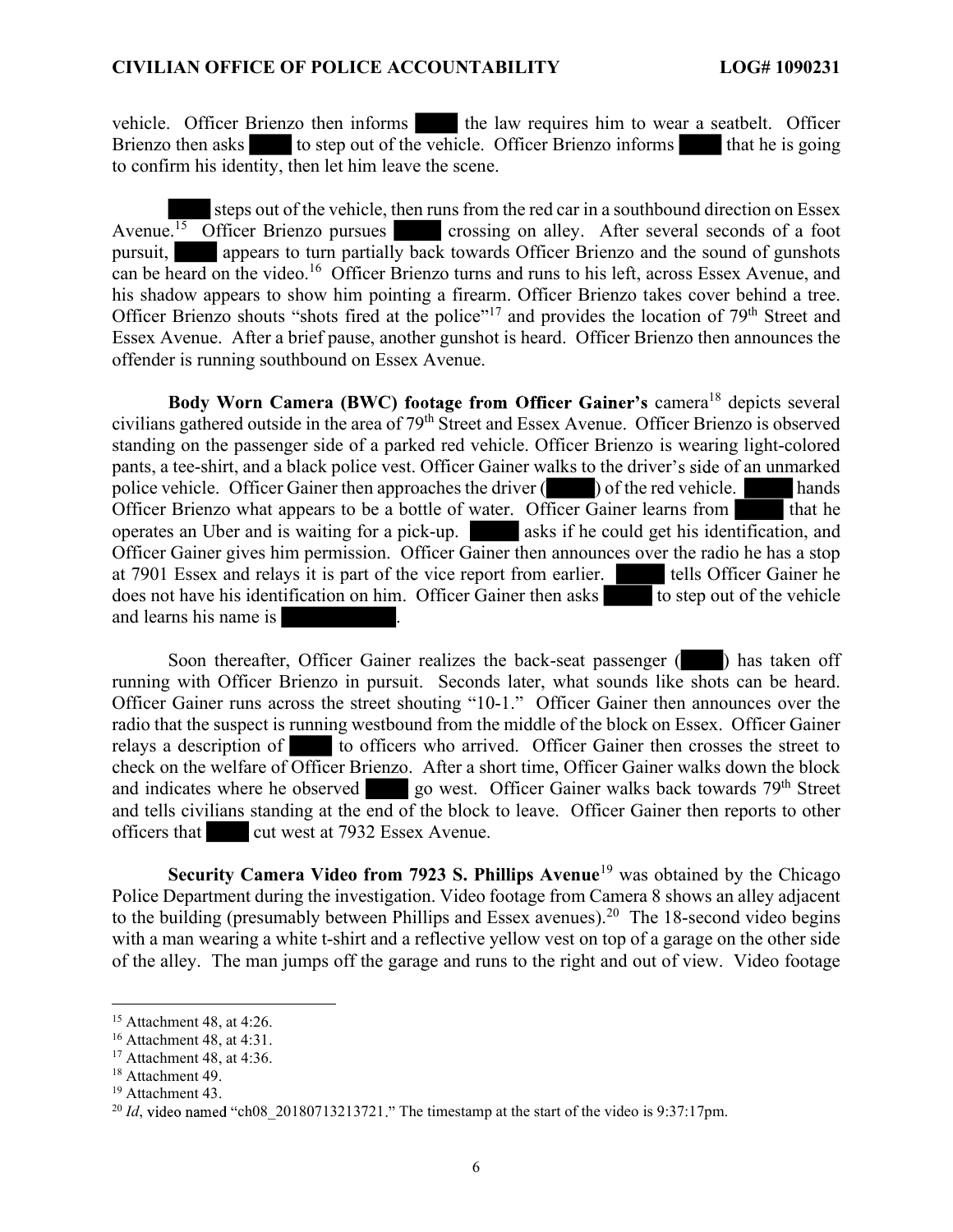vehicle. Officer Brienzo then informs ██ the law requires him to wear a seatbelt. Officer Brienzo then asks ██ to step out of the vehicle. Officer Brienzo informs ██ that he is going to confirm his identity, then let him leave the scene.

██ steps out of the vehicle, then runs from the red car in a southbound direction on Essex Avenue.[15] Officer Brienzo pursues ██ crossing on alley. After several seconds of a foot pursuit, ██ appears to turn partially back towards Officer Brienzo and the sound of gunshots can be heard on the video.[16] Officer Brienzo turns and runs to his left, across Essex Avenue, and his shadow appears to show him pointing a firearm. Officer Brienzo takes cover behind a tree. Officer Brienzo shouts "shots fired at the police"[17] and provides the location of 79th Street and Essex Avenue. After a brief pause, another gunshot is heard. Officer Brienzo then announces the offender is running southbound on Essex Avenue.

**Body Worn Camera (BWC) footage from Officer Gainer's** camera[18] depicts several civilians gathered outside in the area of 79th Street and Essex Avenue. Officer Brienzo is observed standing on the passenger side of a parked red vehicle. Officer Brienzo is wearing light-colored pants, a tee-shirt, and a black police vest. Officer Gainer walks to the driver's side of an unmarked police vehicle. Officer Gainer then approaches the driver (██) of the red vehicle. ██ hands Officer Brienzo what appears to be a bottle of water. Officer Gainer learns from ██ that he operates an Uber and is waiting for a pick-up. ██ asks if he could get his identification, and Officer Gainer gives him permission. Officer Gainer then announces over the radio he has a stop at 7901 Essex and relays it is part of the vice report from earlier. ██ tells Officer Gainer he does not have his identification on him. Officer Gainer then asks ██ to step out of the vehicle and learns his name is ██.

Soon thereafter, Officer Gainer realizes the back-seat passenger (██) has taken off running with Officer Brienzo in pursuit. Seconds later, what sounds like shots can be heard. Officer Gainer runs across the street shouting "10-1." Officer Gainer then announces over the radio that the suspect is running westbound from the middle of the block on Essex. Officer Gainer relays a description of ██ to officers who arrived. Officer Gainer then crosses the street to check on the welfare of Officer Brienzo. After a short time, Officer Gainer walks down the block and indicates where he observed ██ go west. Officer Gainer walks back towards 79th Street and tells civilians standing at the end of the block to leave. Officer Gainer then reports to other officers that ██ cut west at 7932 Essex Avenue.

**Security Camera Video from 7923 S. Phillips Avenue**[19] was obtained by the Chicago Police Department during the investigation. Video footage from Camera 8 shows an alley adjacent to the building (presumably between Phillips and Essex avenues).[20] The 18-second video begins with a man wearing a white t-shirt and a reflective yellow vest on top of a garage on the other side of the alley. The man jumps off the garage and runs to the right and out of view. Video footage

---

[15] Attachment 48, at 4:26.

[16] Attachment 48, at 4:31.

[17] Attachment 48, at 4:36.

[18] Attachment 49.

[19] Attachment 43.

[20] *Id*, video named "ch08_20180713213721." The timestamp at the start of the video is 9:37:17pm.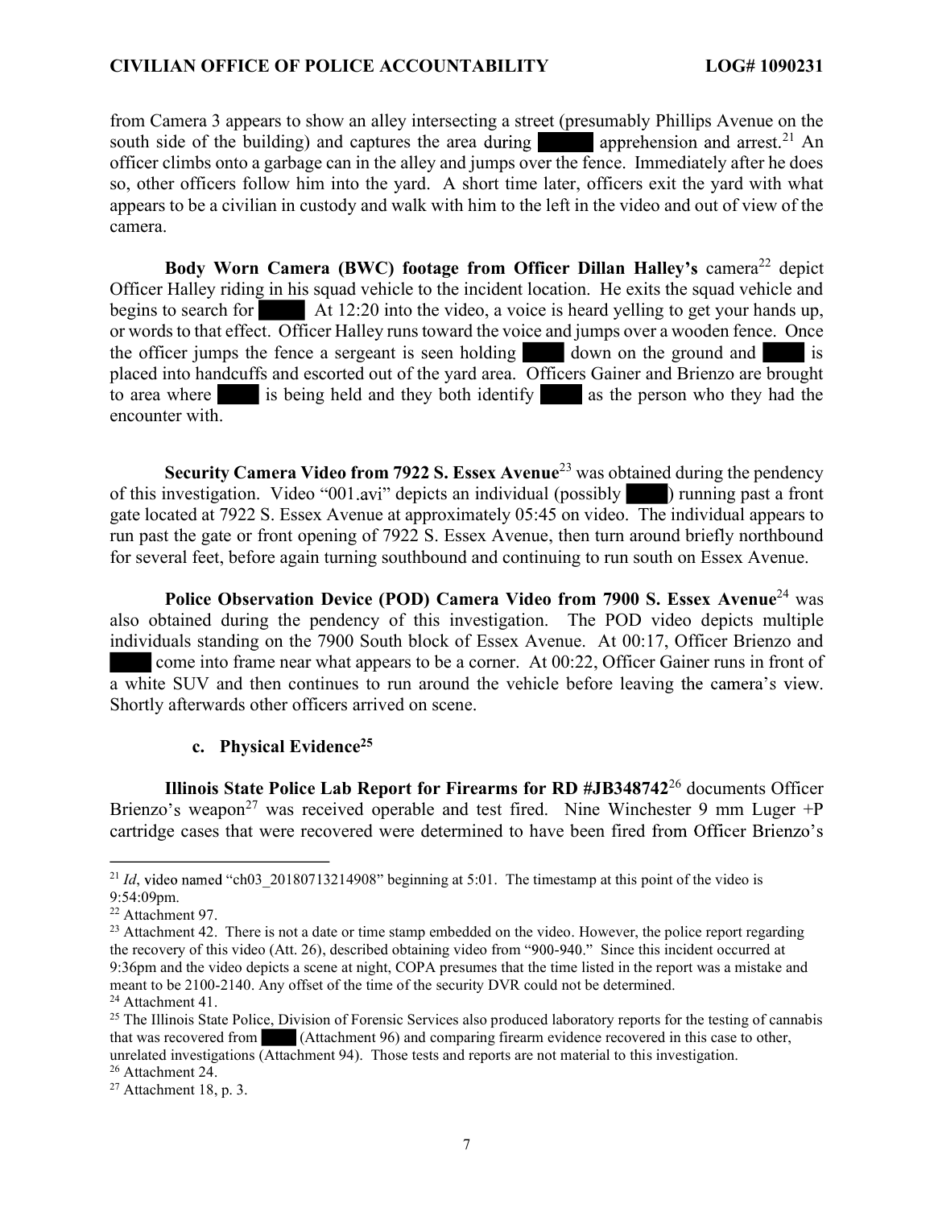from Camera 3 appears to show an alley intersecting a street (presumably Phillips Avenue on the south side of the building) and captures the area during ██████ apprehension and arrest.[21] An officer climbs onto a garbage can in the alley and jumps over the fence. Immediately after he does so, other officers follow him into the yard. A short time later, officers exit the yard with what appears to be a civilian in custody and walk with him to the left in the video and out of view of the camera.

**Body Worn Camera (BWC) footage from Officer Dillan Halley's** camera[22] depict Officer Halley riding in his squad vehicle to the incident location. He exits the squad vehicle and begins to search for ████ At 12:20 into the video, a voice is heard yelling to get your hands up, or words to that effect. Officer Halley runs toward the voice and jumps over a wooden fence. Once the officer jumps the fence a sergeant is seen holding ████ down on the ground and ████ is placed into handcuffs and escorted out of the yard area. Officers Gainer and Brienzo are brought to area where ████ is being held and they both identify ████ as the person who they had the encounter with.

**Security Camera Video from 7922 S. Essex Avenue**[23] was obtained during the pendency of this investigation. Video "001.avi" depicts an individual (possibly ████) running past a front gate located at 7922 S. Essex Avenue at approximately 05:45 on video. The individual appears to run past the gate or front opening of 7922 S. Essex Avenue, then turn around briefly northbound for several feet, before again turning southbound and continuing to run south on Essex Avenue.

**Police Observation Device (POD) Camera Video from 7900 S. Essex Avenue**[24] was also obtained during the pendency of this investigation. The POD video depicts multiple individuals standing on the 7900 South block of Essex Avenue. At 00:17, Officer Brienzo and ████ come into frame near what appears to be a corner. At 00:22, Officer Gainer runs in front of a white SUV and then continues to run around the vehicle before leaving the camera's view. Shortly afterwards other officers arrived on scene.

### c. Physical Evidence[25]

**Illinois State Police Lab Report for Firearms for RD #JB348742**[26] documents Officer Brienzo's weapon[27] was received operable and test fired. Nine Winchester 9 mm Luger +P cartridge cases that were recovered were determined to have been fired from Officer Brienzo's

---

[21] *Id*, video named "ch03_20180713214908" beginning at 5:01. The timestamp at this point of the video is 9:54:09pm.

[22] Attachment 97.

[23] Attachment 42. There is not a date or time stamp embedded on the video. However, the police report regarding the recovery of this video (Att. 26), described obtaining video from "900-940." Since this incident occurred at 9:36pm and the video depicts a scene at night, COPA presumes that the time listed in the report was a mistake and meant to be 2100-2140. Any offset of the time of the security DVR could not be determined.

[24] Attachment 41.

[25] The Illinois State Police, Division of Forensic Services also produced laboratory reports for the testing of cannabis that was recovered from ████ (Attachment 96) and comparing firearm evidence recovered in this case to other, unrelated investigations (Attachment 94). Those tests and reports are not material to this investigation.

[26] Attachment 24.

[27] Attachment 18, p. 3.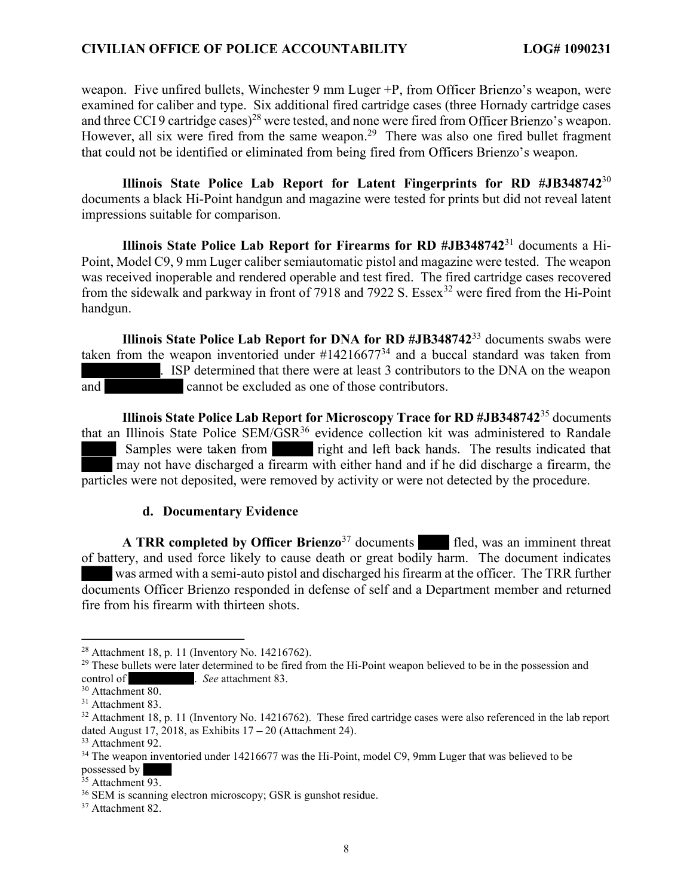weapon. Five unfired bullets, Winchester 9 mm Luger +P, from Officer Brienzo's weapon, were examined for caliber and type. Six additional fired cartridge cases (three Hornady cartridge cases and three CCI 9 cartridge cases)[28] were tested, and none were fired from Officer Brienzo's weapon. However, all six were fired from the same weapon.[29] There was also one fired bullet fragment that could not be identified or eliminated from being fired from Officers Brienzo's weapon.

**Illinois State Police Lab Report for Latent Fingerprints for RD #JB348742**[30] documents a black Hi-Point handgun and magazine were tested for prints but did not reveal latent impressions suitable for comparison.

**Illinois State Police Lab Report for Firearms for RD #JB348742**[31] documents a Hi-Point, Model C9, 9 mm Luger caliber semiautomatic pistol and magazine were tested. The weapon was received inoperable and rendered operable and test fired. The fired cartridge cases recovered from the sidewalk and parkway in front of 7918 and 7922 S. Essex[32] were fired from the Hi-Point handgun.

**Illinois State Police Lab Report for DNA for RD #JB348742**[33] documents swabs were taken from the weapon inventoried under #14216677[34] and a buccal standard was taken from ██████. ISP determined that there were at least 3 contributors to the DNA on the weapon and ██████ cannot be excluded as one of those contributors.

**Illinois State Police Lab Report for Microscopy Trace for RD #JB348742**[35] documents that an Illinois State Police SEM/GSR[36] evidence collection kit was administered to Randale ████. Samples were taken from ████ right and left back hands. The results indicated that ████ may not have discharged a firearm with either hand and if he did discharge a firearm, the particles were not deposited, were removed by activity or were not detected by the procedure.

### d. Documentary Evidence

**A TRR completed by Officer Brienzo**[37] documents ████ fled, was an imminent threat of battery, and used force likely to cause death or great bodily harm. The document indicates ████ was armed with a semi-auto pistol and discharged his firearm at the officer. The TRR further documents Officer Brienzo responded in defense of self and a Department member and returned fire from his firearm with thirteen shots.

---

[28] Attachment 18, p. 11 (Inventory No. 14216762).

[29] These bullets were later determined to be fired from the Hi-Point weapon believed to be in the possession and control of ██████. *See* attachment 83.

[30] Attachment 80.

[31] Attachment 83.

[32] Attachment 18, p. 11 (Inventory No. 14216762). These fired cartridge cases were also referenced in the lab report dated August 17, 2018, as Exhibits 17 – 20 (Attachment 24).

[33] Attachment 92.

[34] The weapon inventoried under 14216677 was the Hi-Point, model C9, 9mm Luger that was believed to be possessed by ████

[35] Attachment 93.

[36] SEM is scanning electron microscopy; GSR is gunshot residue.

[37] Attachment 82.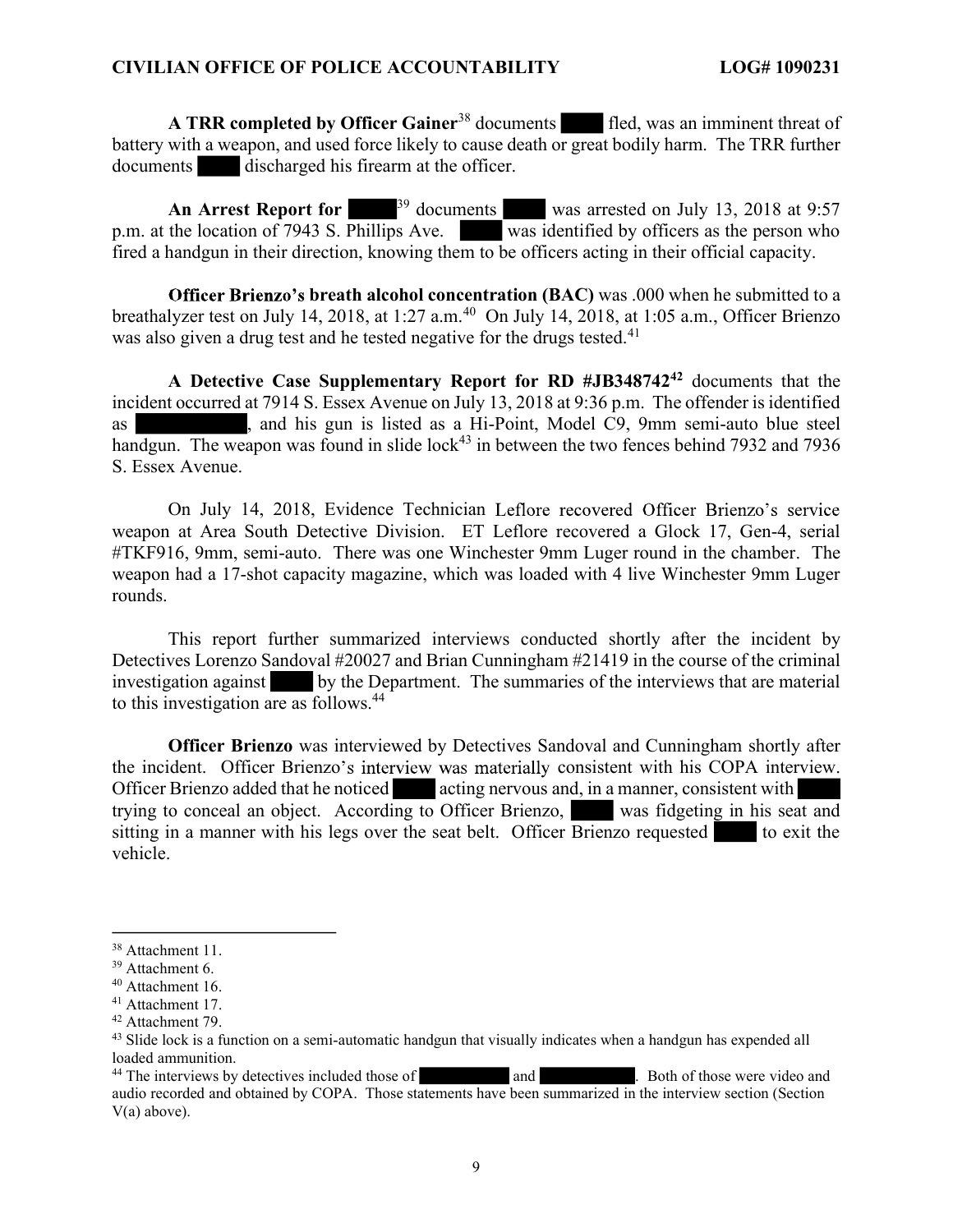**A TRR completed by Officer Gainer**[38] documents ████ fled, was an imminent threat of battery with a weapon, and used force likely to cause death or great bodily harm. The TRR further documents ████ discharged his firearm at the officer.

**An Arrest Report for ████**[39] documents ████ was arrested on July 13, 2018 at 9:57 p.m. at the location of 7943 S. Phillips Ave. ████ was identified by officers as the person who fired a handgun in their direction, knowing them to be officers acting in their official capacity.

**Officer Brienzo's breath alcohol concentration (BAC)** was .000 when he submitted to a breathalyzer test on July 14, 2018, at 1:27 a.m.[40] On July 14, 2018, at 1:05 a.m., Officer Brienzo was also given a drug test and he tested negative for the drugs tested.[41]

**A Detective Case Supplementary Report for RD #JB348742**[42] documents that the incident occurred at 7914 S. Essex Avenue on July 13, 2018 at 9:36 p.m. The offender is identified as ████████, and his gun is listed as a Hi-Point, Model C9, 9mm semi-auto blue steel handgun. The weapon was found in slide lock[43] in between the two fences behind 7932 and 7936 S. Essex Avenue.

On July 14, 2018, Evidence Technician Leflore recovered Officer Brienzo's service weapon at Area South Detective Division. ET Leflore recovered a Glock 17, Gen-4, serial #TKF916, 9mm, semi-auto. There was one Winchester 9mm Luger round in the chamber. The weapon had a 17-shot capacity magazine, which was loaded with 4 live Winchester 9mm Luger rounds.

This report further summarized interviews conducted shortly after the incident by Detectives Lorenzo Sandoval #20027 and Brian Cunningham #21419 in the course of the criminal investigation against ████ by the Department. The summaries of the interviews that are material to this investigation are as follows.[44]

**Officer Brienzo** was interviewed by Detectives Sandoval and Cunningham shortly after the incident. Officer Brienzo's interview was materially consistent with his COPA interview. Officer Brienzo added that he noticed ████ acting nervous and, in a manner, consistent with ████ trying to conceal an object. According to Officer Brienzo, ████ was fidgeting in his seat and sitting in a manner with his legs over the seat belt. Officer Brienzo requested ████ to exit the vehicle.

---

[38] Attachment 11.

[39] Attachment 6.

[40] Attachment 16.

[41] Attachment 17.

[42] Attachment 79.

[43] Slide lock is a function on a semi-automatic handgun that visually indicates when a handgun has expended all loaded ammunition.

[44] The interviews by detectives included those of ████████ and ████████. Both of those were video and audio recorded and obtained by COPA. Those statements have been summarized in the interview section (Section V(a) above).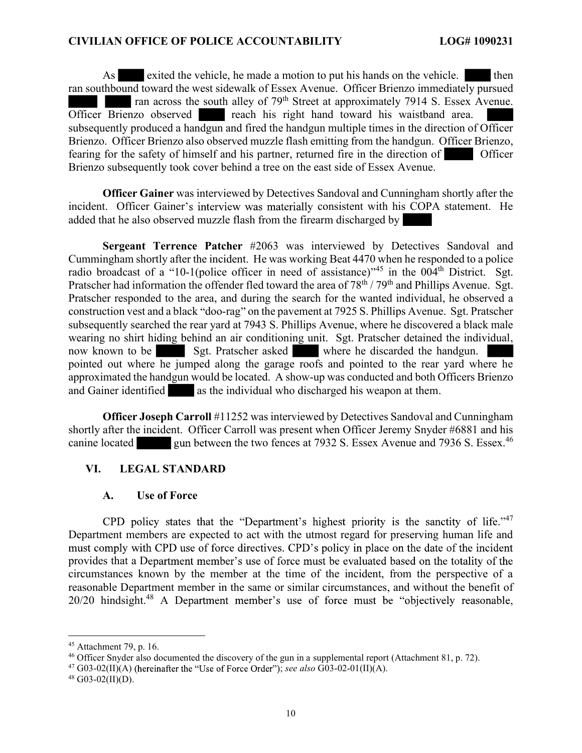As ████ exited the vehicle, he made a motion to put his hands on the vehicle. ████ then ran southbound toward the west sidewalk of Essex Avenue. Officer Brienzo immediately pursued ████ ████ ran across the south alley of 79th Street at approximately 7914 S. Essex Avenue. Officer Brienzo observed ████ reach his right hand toward his waistband area. ████ subsequently produced a handgun and fired the handgun multiple times in the direction of Officer Brienzo. Officer Brienzo also observed muzzle flash emitting from the handgun. Officer Brienzo, fearing for the safety of himself and his partner, returned fire in the direction of ████ Officer Brienzo subsequently took cover behind a tree on the east side of Essex Avenue.

**Officer Gainer** was interviewed by Detectives Sandoval and Cunningham shortly after the incident. Officer Gainer's interview was materially consistent with his COPA statement. He added that he also observed muzzle flash from the firearm discharged by ████

**Sergeant Terrence Patcher** #2063 was interviewed by Detectives Sandoval and Cummingham shortly after the incident. He was working Beat 4470 when he responded to a police radio broadcast of a "10-1(police officer in need of assistance)"[45] in the 004th District. Sgt. Pratscher had information the offender fled toward the area of 78th / 79th and Phillips Avenue. Sgt. Pratscher responded to the area, and during the search for the wanted individual, he observed a construction vest and a black "doo-rag" on the pavement at 7925 S. Phillips Avenue. Sgt. Pratscher subsequently searched the rear yard at 7943 S. Phillips Avenue, where he discovered a black male wearing no shirt hiding behind an air conditioning unit. Sgt. Pratscher detained the individual, now known to be ████ Sgt. Pratscher asked ████ where he discarded the handgun. ████ pointed out where he jumped along the garage roofs and pointed to the rear yard where he approximated the handgun would be located. A show-up was conducted and both Officers Brienzo and Gainer identified ████ as the individual who discharged his weapon at them.

**Officer Joseph Carroll** #11252 was interviewed by Detectives Sandoval and Cunningham shortly after the incident. Officer Carroll was present when Officer Jeremy Snyder #6881 and his canine located ████ gun between the two fences at 7932 S. Essex Avenue and 7936 S. Essex.[46]

## VI. LEGAL STANDARD

### A. Use of Force

CPD policy states that the "Department's highest priority is the sanctity of life."[47] Department members are expected to act with the utmost regard for preserving human life and must comply with CPD use of force directives. CPD's policy in place on the date of the incident provides that a Department member's use of force must be evaluated based on the totality of the circumstances known by the member at the time of the incident, from the perspective of a reasonable Department member in the same or similar circumstances, and without the benefit of 20/20 hindsight.[48] A Department member's use of force must be "objectively reasonable,

---

[45] Attachment 79, p. 16.

[46] Officer Snyder also documented the discovery of the gun in a supplemental report (Attachment 81, p. 72).

[47] G03-02(II)(A) (hereinafter the "Use of Force Order"); *see also* G03-02-01(II)(A).

[48] G03-02(II)(D).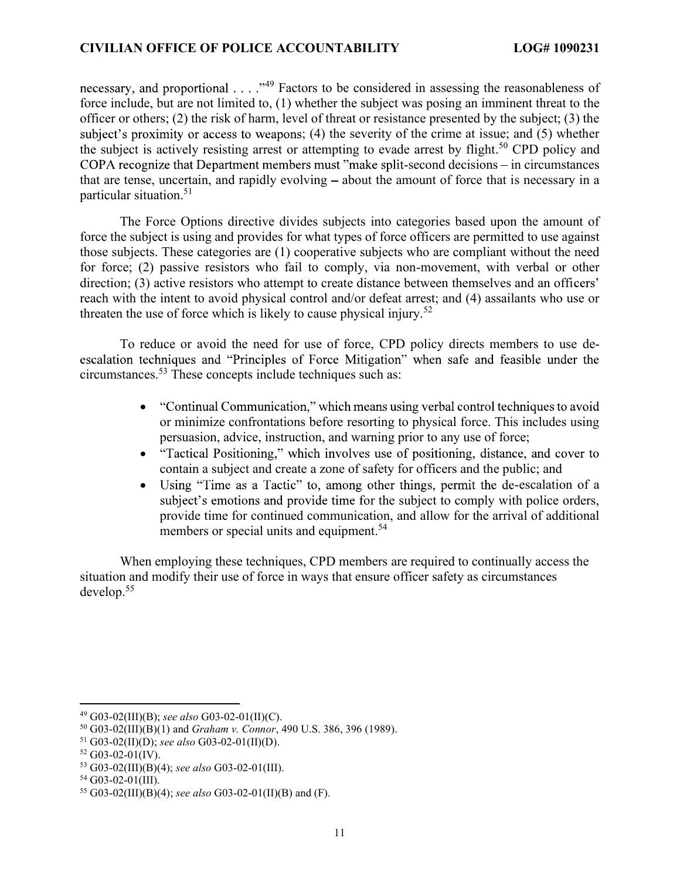necessary, and proportional . . . ."[49] Factors to be considered in assessing the reasonableness of force include, but are not limited to, (1) whether the subject was posing an imminent threat to the officer or others; (2) the risk of harm, level of threat or resistance presented by the subject; (3) the subject's proximity or access to weapons; (4) the severity of the crime at issue; and (5) whether the subject is actively resisting arrest or attempting to evade arrest by flight.[50] CPD policy and COPA recognize that Department members must "make split-second decisions – in circumstances that are tense, uncertain, and rapidly evolving – about the amount of force that is necessary in a particular situation.[51]

The Force Options directive divides subjects into categories based upon the amount of force the subject is using and provides for what types of force officers are permitted to use against those subjects. These categories are (1) cooperative subjects who are compliant without the need for force; (2) passive resistors who fail to comply, via non-movement, with verbal or other direction; (3) active resistors who attempt to create distance between themselves and an officers' reach with the intent to avoid physical control and/or defeat arrest; and (4) assailants who use or threaten the use of force which is likely to cause physical injury.[52]

To reduce or avoid the need for use of force, CPD policy directs members to use de-escalation techniques and "Principles of Force Mitigation" when safe and feasible under the circumstances.[53] These concepts include techniques such as:

- "Continual Communication," which means using verbal control techniques to avoid or minimize confrontations before resorting to physical force. This includes using persuasion, advice, instruction, and warning prior to any use of force;
- "Tactical Positioning," which involves use of positioning, distance, and cover to contain a subject and create a zone of safety for officers and the public; and
- Using "Time as a Tactic" to, among other things, permit the de-escalation of a subject's emotions and provide time for the subject to comply with police orders, provide time for continued communication, and allow for the arrival of additional members or special units and equipment.[54]

When employing these techniques, CPD members are required to continually access the situation and modify their use of force in ways that ensure officer safety as circumstances develop.[55]

---

[49] G03-02(III)(B); *see also* G03-02-01(II)(C).

[50] G03-02(III)(B)(1) and *Graham v. Connor*, 490 U.S. 386, 396 (1989).

[51] G03-02(II)(D); *see also* G03-02-01(II)(D).

[52] G03-02-01(IV).

[53] G03-02(III)(B)(4); *see also* G03-02-01(III).

[54] G03-02-01(III).

[55] G03-02(III)(B)(4); *see also* G03-02-01(II)(B) and (F).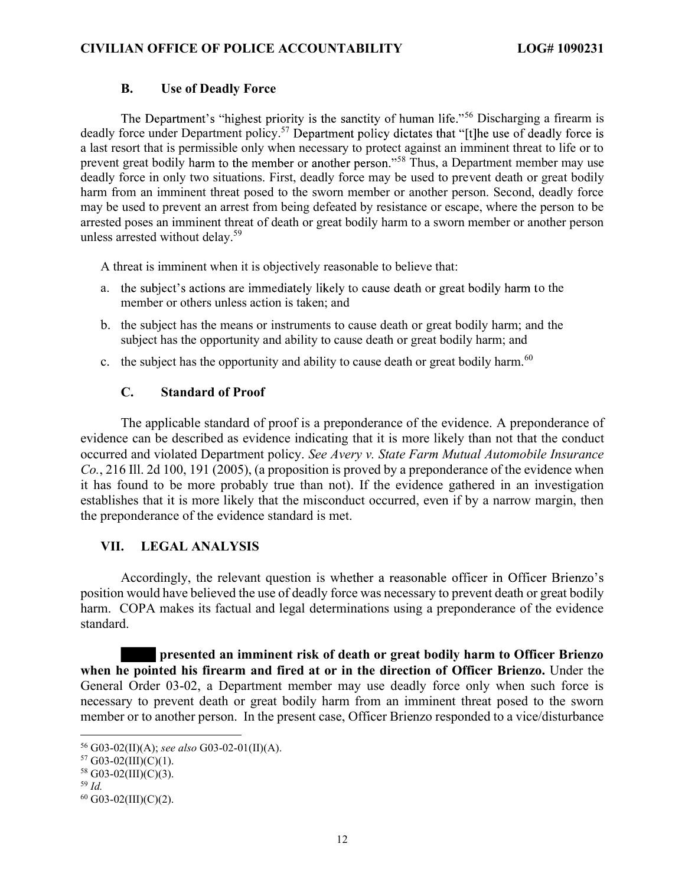### B. Use of Deadly Force

The Department's "highest priority is the sanctity of human life."[56] Discharging a firearm is deadly force under Department policy.[57] Department policy dictates that "[t]he use of deadly force is a last resort that is permissible only when necessary to protect against an imminent threat to life or to prevent great bodily harm to the member or another person."[58] Thus, a Department member may use deadly force in only two situations. First, deadly force may be used to prevent death or great bodily harm from an imminent threat posed to the sworn member or another person. Second, deadly force may be used to prevent an arrest from being defeated by resistance or escape, where the person to be arrested poses an imminent threat of death or great bodily harm to a sworn member or another person unless arrested without delay.[59]

A threat is imminent when it is objectively reasonable to believe that:

a. the subject's actions are immediately likely to cause death or great bodily harm to the member or others unless action is taken; and

b. the subject has the means or instruments to cause death or great bodily harm; and the subject has the opportunity and ability to cause death or great bodily harm; and

c. the subject has the opportunity and ability to cause death or great bodily harm.[60]

### C. Standard of Proof

The applicable standard of proof is a preponderance of the evidence. A preponderance of evidence can be described as evidence indicating that it is more likely than not that the conduct occurred and violated Department policy. *See Avery v. State Farm Mutual Automobile Insurance Co.*, 216 Ill. 2d 100, 191 (2005), (a proposition is proved by a preponderance of the evidence when it has found to be more probably true than not). If the evidence gathered in an investigation establishes that it is more likely that the misconduct occurred, even if by a narrow margin, then the preponderance of the evidence standard is met.

## VII. LEGAL ANALYSIS

Accordingly, the relevant question is whether a reasonable officer in Officer Brienzo's position would have believed the use of deadly force was necessary to prevent death or great bodily harm. COPA makes its factual and legal determinations using a preponderance of the evidence standard.

**████ presented an imminent risk of death or great bodily harm to Officer Brienzo when he pointed his firearm and fired at or in the direction of Officer Brienzo.** Under the General Order 03-02, a Department member may use deadly force only when such force is necessary to prevent death or great bodily harm from an imminent threat posed to the sworn member or to another person. In the present case, Officer Brienzo responded to a vice/disturbance

---

[56] G03-02(II)(A); *see also* G03-02-01(II)(A).

[57] G03-02(III)(C)(1).

[58] G03-02(III)(C)(3).

[59] *Id.*

[60] G03-02(III)(C)(2).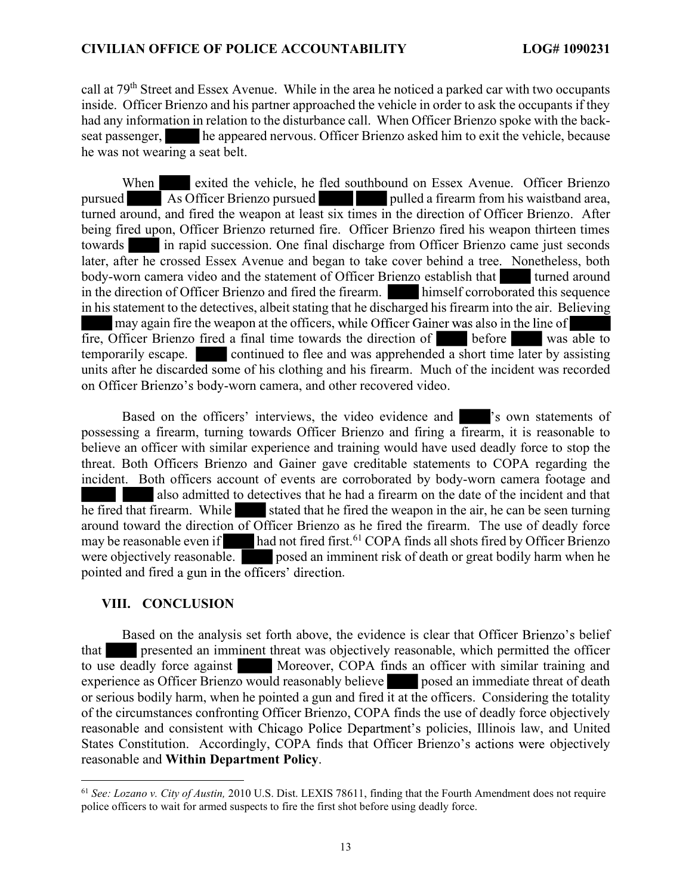call at 79th Street and Essex Avenue. While in the area he noticed a parked car with two occupants inside. Officer Brienzo and his partner approached the vehicle in order to ask the occupants if they had any information in relation to the disturbance call. When Officer Brienzo spoke with the back-seat passenger, ████ he appeared nervous. Officer Brienzo asked him to exit the vehicle, because he was not wearing a seat belt.

When ████ exited the vehicle, he fled southbound on Essex Avenue. Officer Brienzo pursued ████ As Officer Brienzo pursued ████ ████ pulled a firearm from his waistband area, turned around, and fired the weapon at least six times in the direction of Officer Brienzo. After being fired upon, Officer Brienzo returned fire. Officer Brienzo fired his weapon thirteen times towards ████ in rapid succession. One final discharge from Officer Brienzo came just seconds later, after he crossed Essex Avenue and began to take cover behind a tree. Nonetheless, both body-worn camera video and the statement of Officer Brienzo establish that ████ turned around in the direction of Officer Brienzo and fired the firearm. ████ himself corroborated this sequence in his statement to the detectives, albeit stating that he discharged his firearm into the air. Believing ████ may again fire the weapon at the officers, while Officer Gainer was also in the line of ████ fire, Officer Brienzo fired a final time towards the direction of ████ before ████ was able to temporarily escape. ████ continued to flee and was apprehended a short time later by assisting units after he discarded some of his clothing and his firearm. Much of the incident was recorded on Officer Brienzo's body-worn camera, and other recovered video.

Based on the officers' interviews, the video evidence and ████'s own statements of possessing a firearm, turning towards Officer Brienzo and firing a firearm, it is reasonable to believe an officer with similar experience and training would have used deadly force to stop the threat. Both Officers Brienzo and Gainer gave creditable statements to COPA regarding the incident. Both officers account of events are corroborated by body-worn camera footage and ████ ████ also admitted to detectives that he had a firearm on the date of the incident and that he fired that firearm. While ████ stated that he fired the weapon in the air, he can be seen turning around toward the direction of Officer Brienzo as he fired the firearm. The use of deadly force may be reasonable even if ████ had not fired first.[61] COPA finds all shots fired by Officer Brienzo were objectively reasonable. ████ posed an imminent risk of death or great bodily harm when he pointed and fired a gun in the officers' direction.

## VIII. CONCLUSION

Based on the analysis set forth above, the evidence is clear that Officer Brienzo's belief that ████ presented an imminent threat was objectively reasonable, which permitted the officer to use deadly force against ████ Moreover, COPA finds an officer with similar training and experience as Officer Brienzo would reasonably believe ████ posed an immediate threat of death or serious bodily harm, when he pointed a gun and fired it at the officers. Considering the totality of the circumstances confronting Officer Brienzo, COPA finds the use of deadly force objectively reasonable and consistent with Chicago Police Department's policies, Illinois law, and United States Constitution. Accordingly, COPA finds that Officer Brienzo's actions were objectively reasonable and **Within Department Policy**.

---

[61] *See: Lozano v. City of Austin,* 2010 U.S. Dist. LEXIS 78611, finding that the Fourth Amendment does not require police officers to wait for armed suspects to fire the first shot before using deadly force.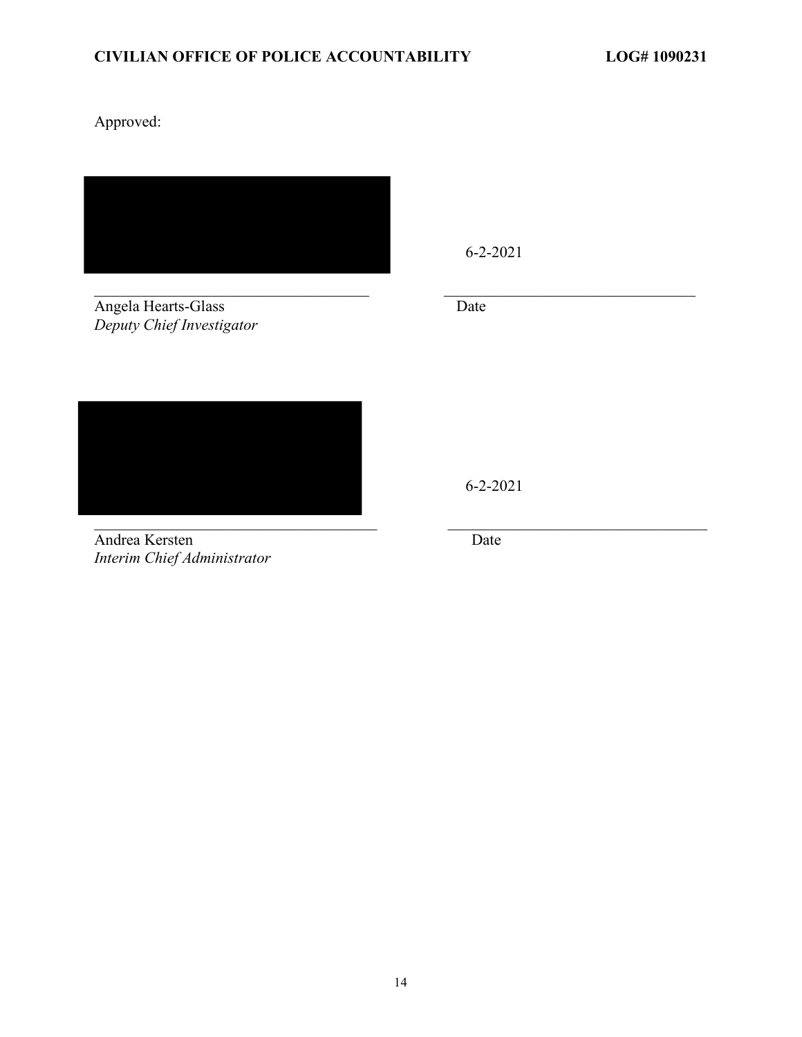Approved:

6-2-2021

______________________________ ______________________________

Angela Hearts-Glass Date
*Deputy Chief Investigator*

6-2-2021

______________________________ ______________________________

Andrea Kersten Date
*Interim Chief Administrator*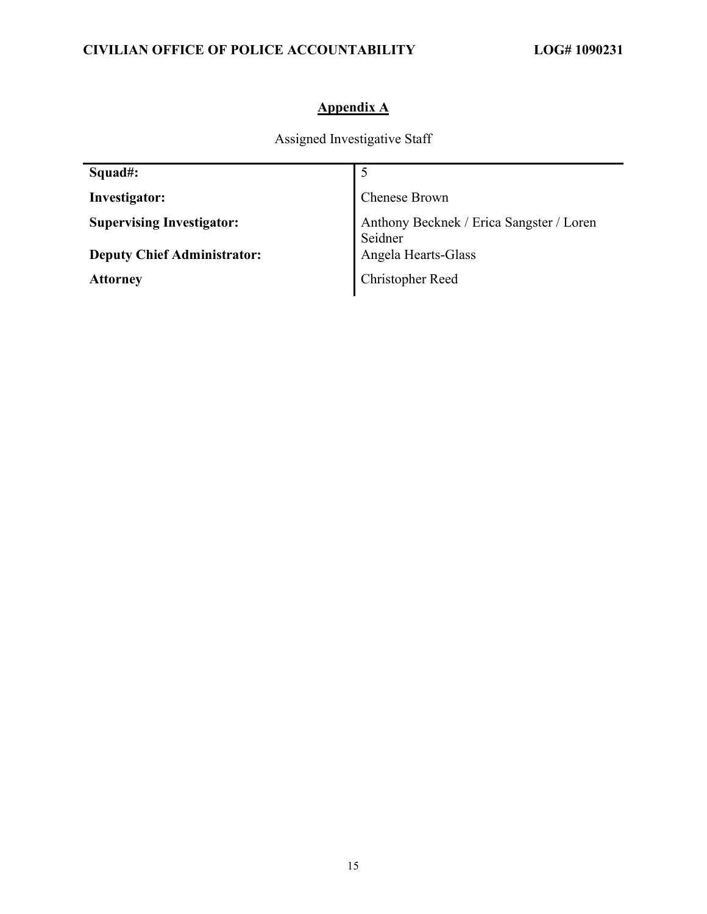## Appendix A

Assigned Investigative Staff

| | |
|---|---|
| **Squad#:** | 5 |
| **Investigator:** | Chenese Brown |
| **Supervising Investigator:** | Anthony Becknek / Erica Sangster / Loren Seidner |
| **Deputy Chief Administrator:** | Angela Hearts-Glass |
| **Attorney** | Christopher Reed |